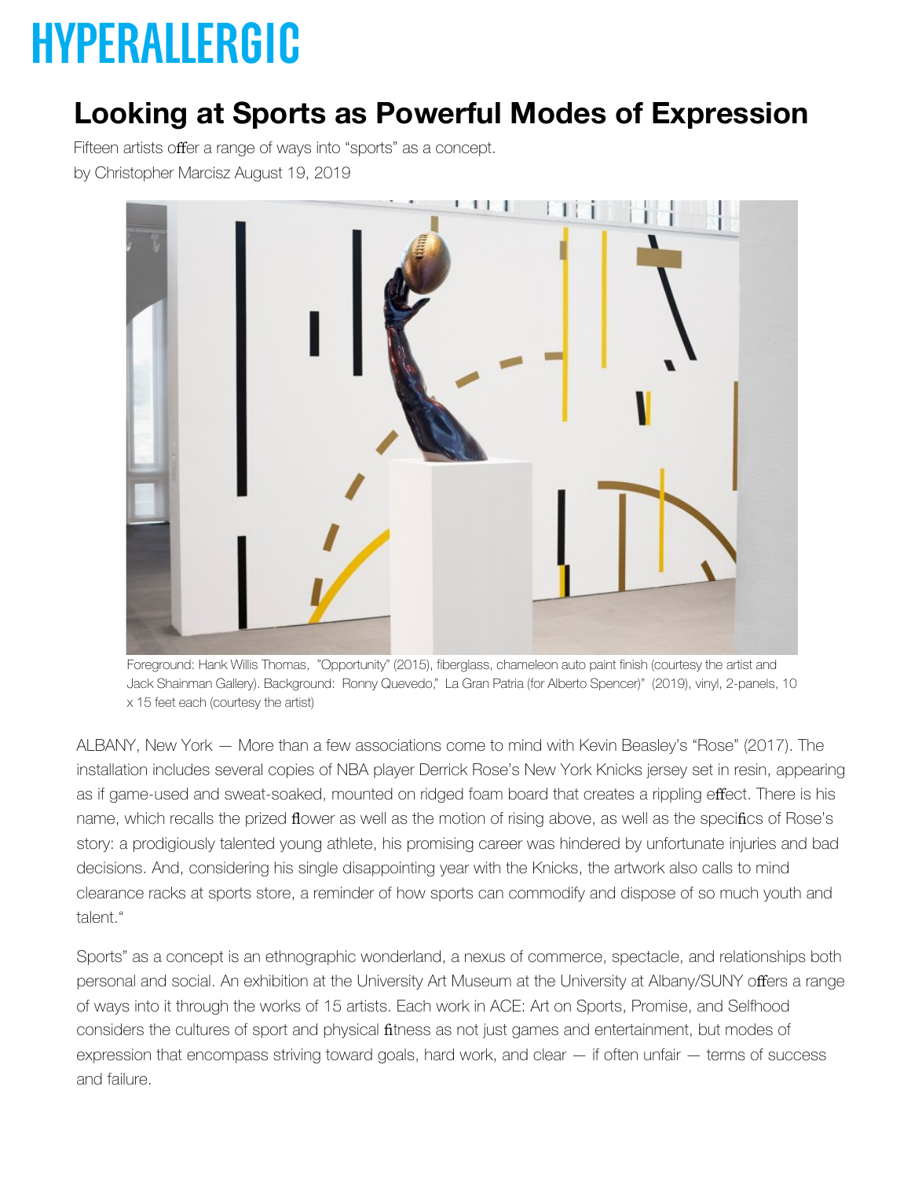# HYPERALLERGIC

## Looking at Sports as Powerful Modes of Expression

Fifteen artists offer a range of ways into "sports" as a concept.

by Christopher Marcisz August 19, 2019

Foreground: Hank Willis Thomas, "Opportunity" (2015), fiberglass, chameleon auto paint finish (courtesy the artist and Jack Shainman Gallery). Background: Ronny Quevedo," La Gran Patria (for Alberto Spencer)" (2019), vinyl, 2-panels, 10 x 15 feet each (courtesy the artist)

ALBANY, New York — More than a few associations come to mind with Kevin Beasley's "Rose" (2017). The installation includes several copies of NBA player Derrick Rose's New York Knicks jersey set in resin, appearing as if game-used and sweat-soaked, mounted on ridged foam board that creates a rippling effect. There is his name, which recalls the prized flower as well as the motion of rising above, as well as the specifics of Rose's story: a prodigiously talented young athlete, his promising career was hindered by unfortunate injuries and bad decisions. And, considering his single disappointing year with the Knicks, the artwork also calls to mind clearance racks at sports store, a reminder of how sports can commodify and dispose of so much youth and talent."

Sports" as a concept is an ethnographic wonderland, a nexus of commerce, spectacle, and relationships both personal and social. An exhibition at the University Art Museum at the University at Albany/SUNY offers a range of ways into it through the works of 15 artists. Each work in ACE: Art on Sports, Promise, and Selfhood considers the cultures of sport and physical fitness as not just games and entertainment, but modes of expression that encompass striving toward goals, hard work, and clear — if often unfair — terms of success and failure.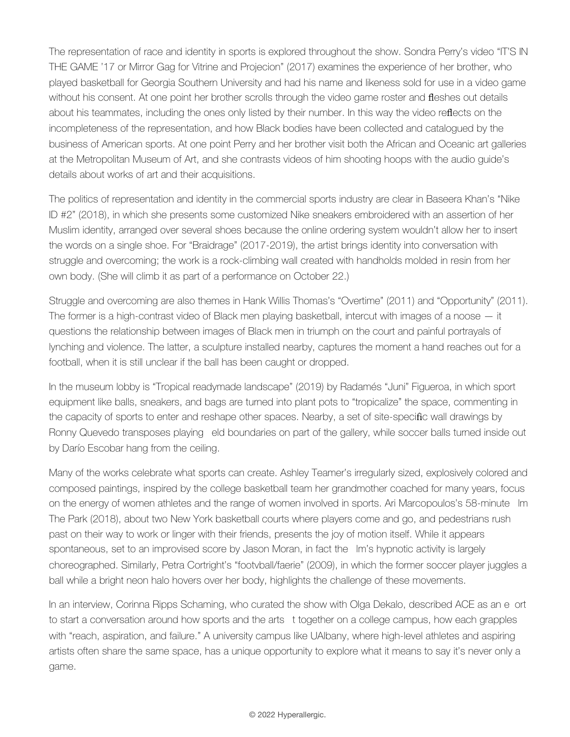The representation of race and identity in sports is explored throughout the show. Sondra Perry's video "IT'S IN THE GAME '17 or Mirror Gag for Vitrine and Projecion" (2017) examines the experience of her brother, who played basketball for Georgia Southern University and had his name and likeness sold for use in a video game without his consent. At one point her brother scrolls through the video game roster and fleshes out details about his teammates, including the ones only listed by their number. In this way the video reflects on the incompleteness of the representation, and how Black bodies have been collected and catalogued by the business of American sports. At one point Perry and her brother visit both the African and Oceanic art galleries at the Metropolitan Museum of Art, and she contrasts videos of him shooting hoops with the audio guide's details about works of art and their acquisitions.

The politics of representation and identity in the commercial sports industry are clear in Baseera Khan's "Nike ID #2" (2018), in which she presents some customized Nike sneakers embroidered with an assertion of her Muslim identity, arranged over several shoes because the online ordering system wouldn't allow her to insert the words on a single shoe. For "Braidrage" (2017-2019), the artist brings identity into conversation with struggle and overcoming; the work is a rock-climbing wall created with handholds molded in resin from her own body. (She will climb it as part of a performance on October 22.)

Struggle and overcoming are also themes in Hank Willis Thomas's "Overtime" (2011) and "Opportunity" (2011). The former is a high-contrast video of Black men playing basketball, intercut with images of a noose — it questions the relationship between images of Black men in triumph on the court and painful portrayals of lynching and violence. The latter, a sculpture installed nearby, captures the moment a hand reaches out for a football, when it is still unclear if the ball has been caught or dropped.

In the museum lobby is "Tropical readymade landscape" (2019) by Radamés "Juni" Figueroa, in which sport equipment like balls, sneakers, and bags are turned into plant pots to "tropicalize" the space, commenting in the capacity of sports to enter and reshape other spaces. Nearby, a set of site-specific wall drawings by Ronny Quevedo transposes playing  eld boundaries on part of the gallery, while soccer balls turned inside out by Darío Escobar hang from the ceiling.

Many of the works celebrate what sports can create. Ashley Teamer's irregularly sized, explosively colored and composed paintings, inspired by the college basketball team her grandmother coached for many years, focus on the energy of women athletes and the range of women involved in sports. Ari Marcopoulos's 58-minute  lm The Park (2018), about two New York basketball courts where players come and go, and pedestrians rush past on their way to work or linger with their friends, presents the joy of motion itself. While it appears spontaneous, set to an improvised score by Jason Moran, in fact the  lm's hypnotic activity is largely choreographed. Similarly, Petra Cortright's "footvball/faerie" (2009), in which the former soccer player juggles a ball while a bright neon halo hovers over her body, highlights the challenge of these movements.

In an interview, Corinna Ripps Schaming, who curated the show with Olga Dekalo, described ACE as an e ort to start a conversation around how sports and the arts  t together on a college campus, how each grapples with "reach, aspiration, and failure." A university campus like UAlbany, where high-level athletes and aspiring artists often share the same space, has a unique opportunity to explore what it means to say it's never only a game.

© 2022 Hyperallergic.